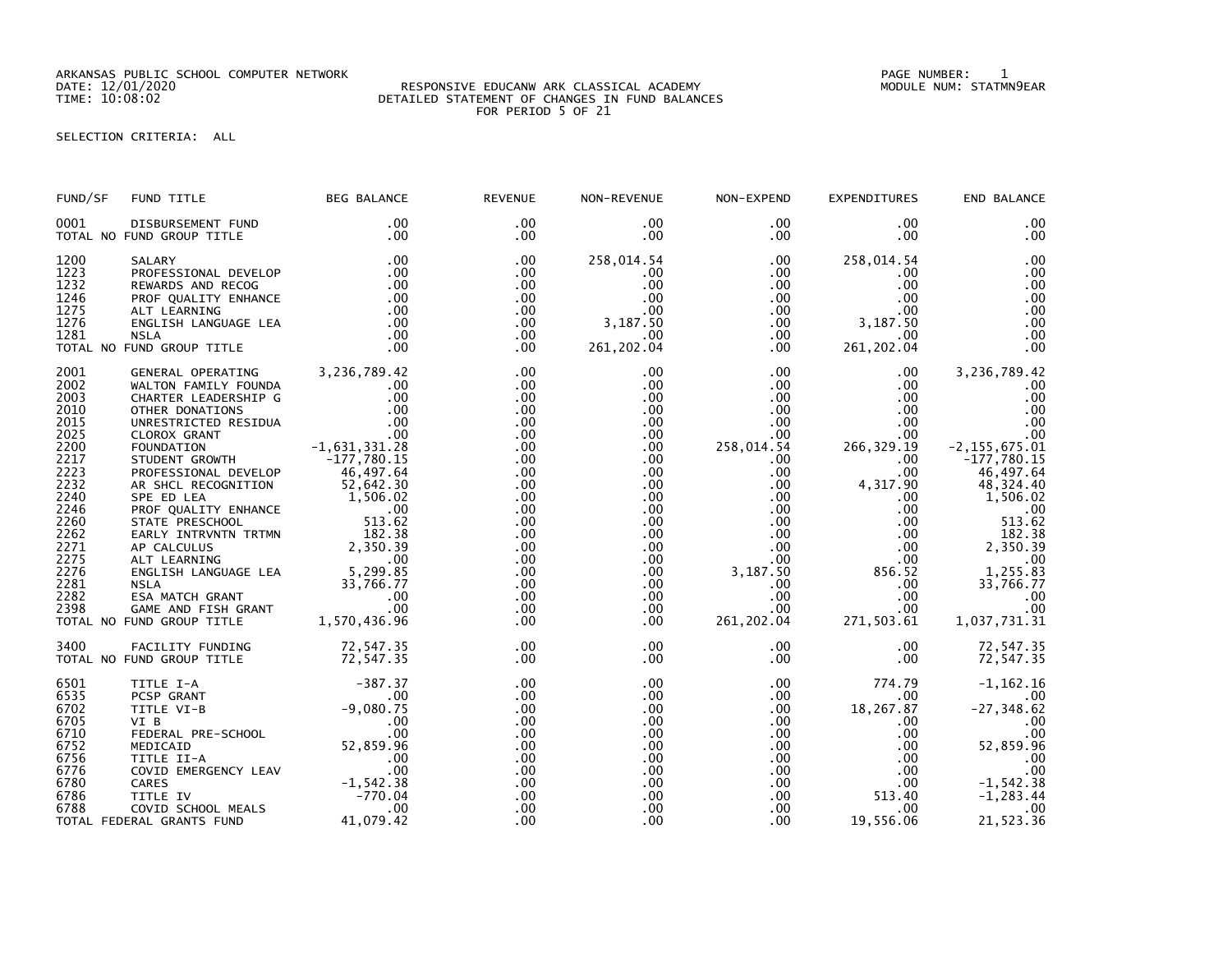ARKANSAS PUBLIC SCHOOL COMPUTER NETWORK
DATE: 12/01/2020
TIME: 10:08:02

PAGE NUMBER: 1
MODULE NUM: STATMN9EAR

RESPONSIVE EDUCANW ARK CLASSICAL ACADEMY
DETAILED STATEMENT OF CHANGES IN FUND BALANCES
FOR PERIOD 5 OF 21

SELECTION CRITERIA: ALL

| FUND/SF | FUND TITLE | BEG BALANCE | REVENUE | NON-REVENUE | NON-EXPEND | EXPENDITURES | END BALANCE |
|---|---|---|---|---|---|---|---|
| 0001 | DISBURSEMENT FUND | .00 | .00 | .00 | .00 | .00 | .00 |
| TOTAL NO FUND GROUP TITLE | | .00 | .00 | .00 | .00 | .00 | .00 |
| 1200 | SALARY | .00 | .00 | 258,014.54 | .00 | 258,014.54 | .00 |
| 1223 | PROFESSIONAL DEVELOP | .00 | .00 | .00 | .00 | .00 | .00 |
| 1232 | REWARDS AND RECOG | .00 | .00 | .00 | .00 | .00 | .00 |
| 1246 | PROF QUALITY ENHANCE | .00 | .00 | .00 | .00 | .00 | .00 |
| 1275 | ALT LEARNING | .00 | .00 | .00 | .00 | .00 | .00 |
| 1276 | ENGLISH LANGUAGE LEA | .00 | .00 | 3,187.50 | .00 | 3,187.50 | .00 |
| 1281 | NSLA | .00 | .00 | .00 | .00 | .00 | .00 |
| TOTAL NO FUND GROUP TITLE | | .00 | .00 | 261,202.04 | .00 | 261,202.04 | .00 |
| 2001 | GENERAL OPERATING | 3,236,789.42 | .00 | .00 | .00 | .00 | 3,236,789.42 |
| 2002 | WALTON FAMILY FOUNDA | .00 | .00 | .00 | .00 | .00 | .00 |
| 2003 | CHARTER LEADERSHIP G | .00 | .00 | .00 | .00 | .00 | .00 |
| 2010 | OTHER DONATIONS | .00 | .00 | .00 | .00 | .00 | .00 |
| 2015 | UNRESTRICTED RESIDUA | .00 | .00 | .00 | .00 | .00 | .00 |
| 2025 | CLOROX GRANT | .00 | .00 | .00 | .00 | .00 | .00 |
| 2200 | FOUNDATION | -1,631,331.28 | .00 | .00 | 258,014.54 | 266,329.19 | -2,155,675.01 |
| 2217 | STUDENT GROWTH | -177,780.15 | .00 | .00 | .00 | .00 | -177,780.15 |
| 2223 | PROFESSIONAL DEVELOP | 46,497.64 | .00 | .00 | .00 | .00 | 46,497.64 |
| 2232 | AR SHCL RECOGNITION | 52,642.30 | .00 | .00 | .00 | 4,317.90 | 48,324.40 |
| 2240 | SPE ED LEA | 1,506.02 | .00 | .00 | .00 | .00 | 1,506.02 |
| 2246 | PROF QUALITY ENHANCE | .00 | .00 | .00 | .00 | .00 | .00 |
| 2260 | STATE PRESCHOOL | 513.62 | .00 | .00 | .00 | .00 | 513.62 |
| 2262 | EARLY INTRVNTN TRTMN | 182.38 | .00 | .00 | .00 | .00 | 182.38 |
| 2271 | AP CALCULUS | 2,350.39 | .00 | .00 | .00 | .00 | 2,350.39 |
| 2275 | ALT LEARNING | .00 | .00 | .00 | .00 | .00 | .00 |
| 2276 | ENGLISH LANGUAGE LEA | 5,299.85 | .00 | .00 | 3,187.50 | 856.52 | 1,255.83 |
| 2281 | NSLA | 33,766.77 | .00 | .00 | .00 | .00 | 33,766.77 |
| 2282 | ESA MATCH GRANT | .00 | .00 | .00 | .00 | .00 | .00 |
| 2398 | GAME AND FISH GRANT | .00 | .00 | .00 | .00 | .00 | .00 |
| TOTAL NO FUND GROUP TITLE | | 1,570,436.96 | .00 | .00 | 261,202.04 | 271,503.61 | 1,037,731.31 |
| 3400 | FACILITY FUNDING | 72,547.35 | .00 | .00 | .00 | .00 | 72,547.35 |
| TOTAL NO FUND GROUP TITLE | | 72,547.35 | .00 | .00 | .00 | .00 | 72,547.35 |
| 6501 | TITLE I-A | -387.37 | .00 | .00 | .00 | 774.79 | -1,162.16 |
| 6535 | PCSP GRANT | .00 | .00 | .00 | .00 | .00 | .00 |
| 6702 | TITLE VI-B | -9,080.75 | .00 | .00 | .00 | 18,267.87 | -27,348.62 |
| 6705 | VI B | .00 | .00 | .00 | .00 | .00 | .00 |
| 6710 | FEDERAL PRE-SCHOOL | .00 | .00 | .00 | .00 | .00 | .00 |
| 6752 | MEDICAID | 52,859.96 | .00 | .00 | .00 | .00 | 52,859.96 |
| 6756 | TITLE II-A | .00 | .00 | .00 | .00 | .00 | .00 |
| 6776 | COVID EMERGENCY LEAV | .00 | .00 | .00 | .00 | .00 | .00 |
| 6780 | CARES | -1,542.38 | .00 | .00 | .00 | .00 | -1,542.38 |
| 6786 | TITLE IV | -770.04 | .00 | .00 | .00 | 513.40 | -1,283.44 |
| 6788 | COVID SCHOOL MEALS | .00 | .00 | .00 | .00 | .00 | .00 |
| TOTAL FEDERAL GRANTS FUND | | 41,079.42 | .00 | .00 | .00 | 19,556.06 | 21,523.36 |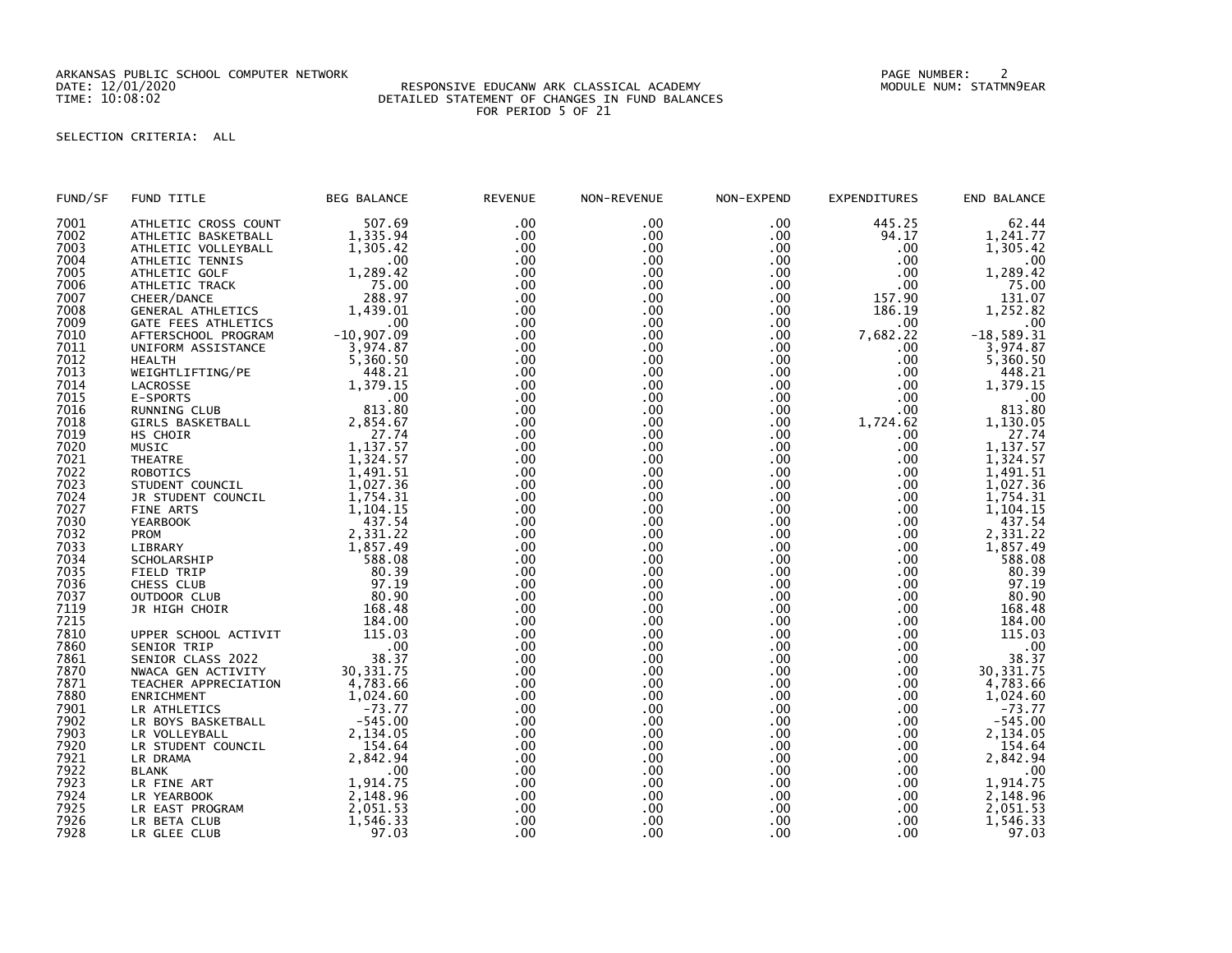ARKANSAS PUBLIC SCHOOL COMPUTER NETWORK
DATE: 12/01/2020
TIME: 10:08:02

RESPONSIVE EDUCANW ARK CLASSICAL ACADEMY
DETAILED STATEMENT OF CHANGES IN FUND BALANCES
FOR PERIOD 5 OF 21

PAGE NUMBER: 2
MODULE NUM: STATMN9EAR

SELECTION CRITERIA: ALL

| FUND/SF | FUND TITLE | BEG BALANCE | REVENUE | NON-REVENUE | NON-EXPEND | EXPENDITURES | END BALANCE |
|---|---|---|---|---|---|---|---|
| 7001 | ATHLETIC CROSS COUNT | 507.69 | .00 | .00 | .00 | 445.25 | 62.44 |
| 7002 | ATHLETIC BASKETBALL | 1,335.94 | .00 | .00 | .00 | 94.17 | 1,241.77 |
| 7003 | ATHLETIC VOLLEYBALL | 1,305.42 | .00 | .00 | .00 | .00 | 1,305.42 |
| 7004 | ATHLETIC TENNIS | .00 | .00 | .00 | .00 | .00 | .00 |
| 7005 | ATHLETIC GOLF | 1,289.42 | .00 | .00 | .00 | .00 | 1,289.42 |
| 7006 | ATHLETIC TRACK | 75.00 | .00 | .00 | .00 | .00 | 75.00 |
| 7007 | CHEER/DANCE | 288.97 | .00 | .00 | .00 | 157.90 | 131.07 |
| 7008 | GENERAL ATHLETICS | 1,439.01 | .00 | .00 | .00 | 186.19 | 1,252.82 |
| 7009 | GATE FEES ATHLETICS | .00 | .00 | .00 | .00 | .00 | .00 |
| 7010 | AFTERSCHOOL PROGRAM | -10,907.09 | .00 | .00 | .00 | 7,682.22 | -18,589.31 |
| 7011 | UNIFORM ASSISTANCE | 3,974.87 | .00 | .00 | .00 | .00 | 3,974.87 |
| 7012 | HEALTH | 5,360.50 | .00 | .00 | .00 | .00 | 5,360.50 |
| 7013 | WEIGHTLIFTING/PE | 448.21 | .00 | .00 | .00 | .00 | 448.21 |
| 7014 | LACROSSE | 1,379.15 | .00 | .00 | .00 | .00 | 1,379.15 |
| 7015 | E-SPORTS | .00 | .00 | .00 | .00 | .00 | .00 |
| 7016 | RUNNING CLUB | 813.80 | .00 | .00 | .00 | .00 | 813.80 |
| 7018 | GIRLS BASKETBALL | 2,854.67 | .00 | .00 | .00 | 1,724.62 | 1,130.05 |
| 7019 | HS CHOIR | 27.74 | .00 | .00 | .00 | .00 | 27.74 |
| 7020 | MUSIC | 1,137.57 | .00 | .00 | .00 | .00 | 1,137.57 |
| 7021 | THEATRE | 1,324.57 | .00 | .00 | .00 | .00 | 1,324.57 |
| 7022 | ROBOTICS | 1,491.51 | .00 | .00 | .00 | .00 | 1,491.51 |
| 7023 | STUDENT COUNCIL | 1,027.36 | .00 | .00 | .00 | .00 | 1,027.36 |
| 7024 | JR STUDENT COUNCIL | 1,754.31 | .00 | .00 | .00 | .00 | 1,754.31 |
| 7027 | FINE ARTS | 1,104.15 | .00 | .00 | .00 | .00 | 1,104.15 |
| 7030 | YEARBOOK | 437.54 | .00 | .00 | .00 | .00 | 437.54 |
| 7032 | PROM | 2,331.22 | .00 | .00 | .00 | .00 | 2,331.22 |
| 7033 | LIBRARY | 1,857.49 | .00 | .00 | .00 | .00 | 1,857.49 |
| 7034 | SCHOLARSHIP | 588.08 | .00 | .00 | .00 | .00 | 588.08 |
| 7035 | FIELD TRIP | 80.39 | .00 | .00 | .00 | .00 | 80.39 |
| 7036 | CHESS CLUB | 97.19 | .00 | .00 | .00 | .00 | 97.19 |
| 7037 | OUTDOOR CLUB | 80.90 | .00 | .00 | .00 | .00 | 80.90 |
| 7119 | JR HIGH CHOIR | 168.48 | .00 | .00 | .00 | .00 | 168.48 |
| 7215 | | 184.00 | .00 | .00 | .00 | .00 | 184.00 |
| 7810 | UPPER SCHOOL ACTIVIT | 115.03 | .00 | .00 | .00 | .00 | 115.03 |
| 7860 | SENIOR TRIP | .00 | .00 | .00 | .00 | .00 | .00 |
| 7861 | SENIOR CLASS 2022 | 38.37 | .00 | .00 | .00 | .00 | 38.37 |
| 7870 | NWACA GEN ACTIVITY | 30,331.75 | .00 | .00 | .00 | .00 | 30,331.75 |
| 7871 | TEACHER APPRECIATION | 4,783.66 | .00 | .00 | .00 | .00 | 4,783.66 |
| 7880 | ENRICHMENT | 1,024.60 | .00 | .00 | .00 | .00 | 1,024.60 |
| 7901 | LR ATHLETICS | -73.77 | .00 | .00 | .00 | .00 | -73.77 |
| 7902 | LR BOYS BASKETBALL | -545.00 | .00 | .00 | .00 | .00 | -545.00 |
| 7903 | LR VOLLEYBALL | 2,134.05 | .00 | .00 | .00 | .00 | 2,134.05 |
| 7920 | LR STUDENT COUNCIL | 154.64 | .00 | .00 | .00 | .00 | 154.64 |
| 7921 | LR DRAMA | 2,842.94 | .00 | .00 | .00 | .00 | 2,842.94 |
| 7922 | BLANK | .00 | .00 | .00 | .00 | .00 | .00 |
| 7923 | LR FINE ART | 1,914.75 | .00 | .00 | .00 | .00 | 1,914.75 |
| 7924 | LR YEARBOOK | 2,148.96 | .00 | .00 | .00 | .00 | 2,148.96 |
| 7925 | LR EAST PROGRAM | 2,051.53 | .00 | .00 | .00 | .00 | 2,051.53 |
| 7926 | LR BETA CLUB | 1,546.33 | .00 | .00 | .00 | .00 | 1,546.33 |
| 7928 | LR GLEE CLUB | 97.03 | .00 | .00 | .00 | .00 | 97.03 |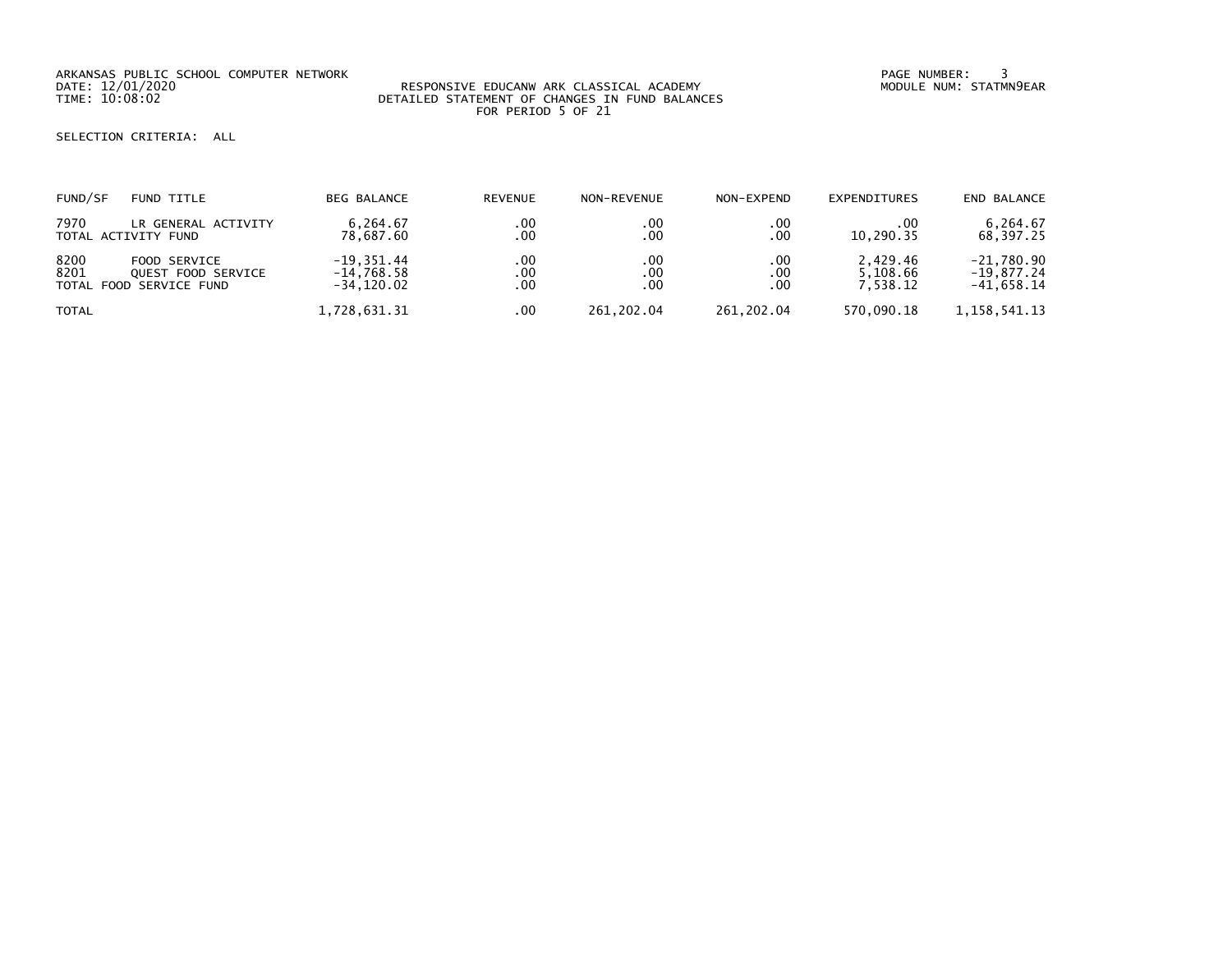ARKANSAS PUBLIC SCHOOL COMPUTER NETWORK
DATE: 12/01/2020
TIME: 10:08:02

RESPONSIVE EDUCANW ARK CLASSICAL ACADEMY
DETAILED STATEMENT OF CHANGES IN FUND BALANCES
FOR PERIOD 5 OF 21

MODULE NUM: STATMN9EAR

SELECTION CRITERIA: ALL

| FUND/SF | FUND TITLE | BEG BALANCE | REVENUE | NON-REVENUE | NON-EXPEND | EXPENDITURES | END BALANCE |
|---|---|---|---|---|---|---|---|
| 7970 | LR GENERAL ACTIVITY | 6,264.67 | .00 | .00 | .00 | .00 | 6,264.67 |
| TOTAL ACTIVITY FUND | | 78,687.60 | .00 | .00 | .00 | 10,290.35 | 68,397.25 |
| 8200 | FOOD SERVICE | -19,351.44 | .00 | .00 | .00 | 2,429.46 | -21,780.90 |
| 8201 | QUEST FOOD SERVICE | -14,768.58 | .00 | .00 | .00 | 5,108.66 | -19,877.24 |
| TOTAL FOOD SERVICE FUND | | -34,120.02 | .00 | .00 | .00 | 7,538.12 | -41,658.14 |
| TOTAL | | 1,728,631.31 | .00 | 261,202.04 | 261,202.04 | 570,090.18 | 1,158,541.13 |